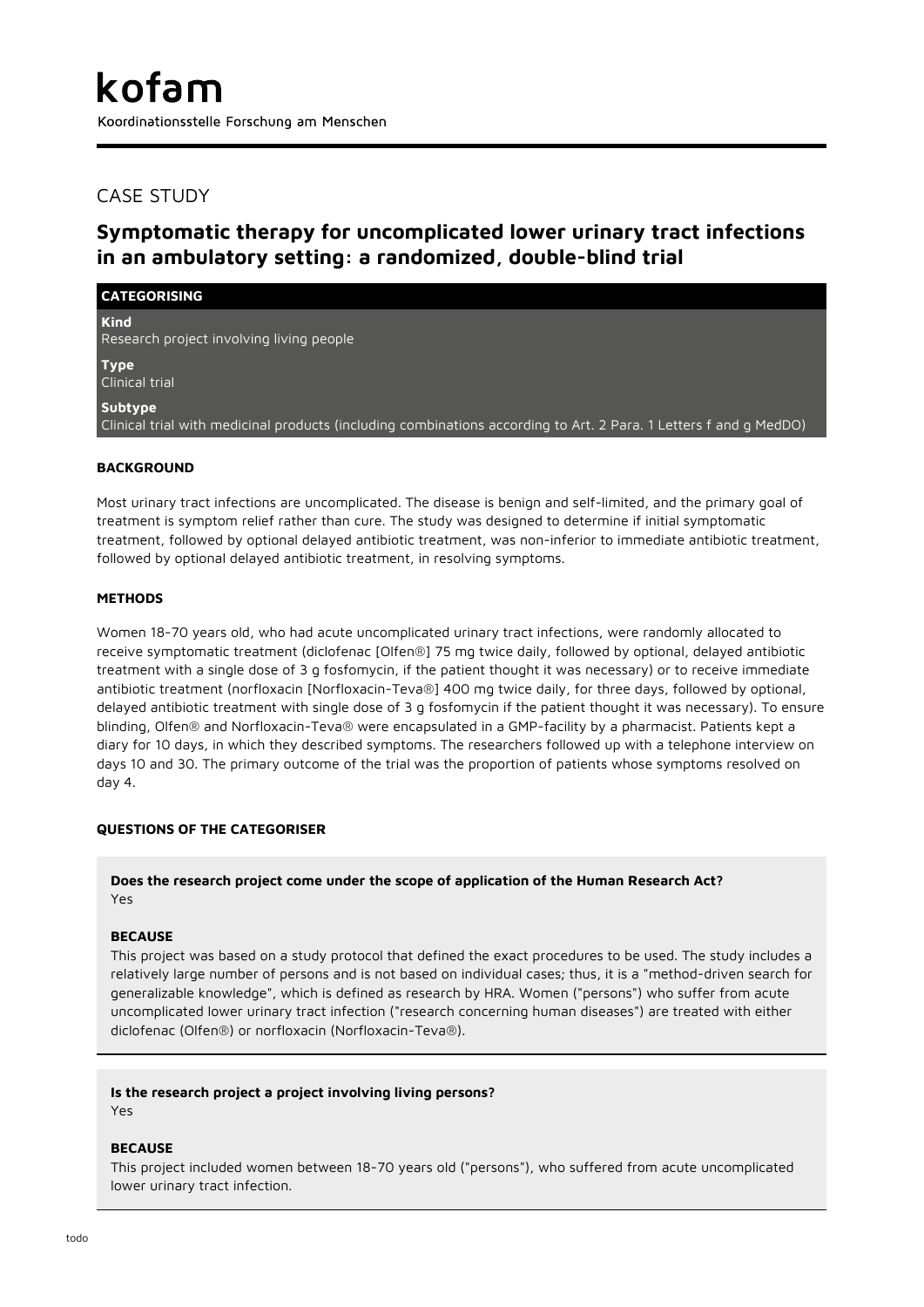# kofam

Koordinationsstelle Forschung am Menschen

## CASE STUDY

## Symptomatic therapy for uncomplicated lower urinary tract infections in an ambulatory setting: a randomized, double-blind trial

### CATEGORISING

**Kind**
Research project involving living people

**Type**
Clinical trial

**Subtype**
Clinical trial with medicinal products (including combinations according to Art. 2 Para. 1 Letters f and g MedDO)

### BACKGROUND

Most urinary tract infections are uncomplicated. The disease is benign and self-limited, and the primary goal of treatment is symptom relief rather than cure. The study was designed to determine if initial symptomatic treatment, followed by optional delayed antibiotic treatment, was non-inferior to immediate antibiotic treatment, followed by optional delayed antibiotic treatment, in resolving symptoms.

### METHODS

Women 18-70 years old, who had acute uncomplicated urinary tract infections, were randomly allocated to receive symptomatic treatment (diclofenac [Olfen®] 75 mg twice daily, followed by optional, delayed antibiotic treatment with a single dose of 3 g fosfomycin, if the patient thought it was necessary) or to receive immediate antibiotic treatment (norfloxacin [Norfloxacin-Teva®] 400 mg twice daily, for three days, followed by optional, delayed antibiotic treatment with single dose of 3 g fosfomycin if the patient thought it was necessary). To ensure blinding, Olfen® and Norfloxacin-Teva® were encapsulated in a GMP-facility by a pharmacist. Patients kept a diary for 10 days, in which they described symptoms. The researchers followed up with a telephone interview on days 10 and 30. The primary outcome of the trial was the proportion of patients whose symptoms resolved on day 4.

### QUESTIONS OF THE CATEGORISER

**Does the research project come under the scope of application of the Human Research Act?**
Yes

**BECAUSE**
This project was based on a study protocol that defined the exact procedures to be used. The study includes a relatively large number of persons and is not based on individual cases; thus, it is a "method-driven search for generalizable knowledge", which is defined as research by HRA. Women ("persons") who suffer from acute uncomplicated lower urinary tract infection ("research concerning human diseases") are treated with either diclofenac (Olfen®) or norfloxacin (Norfloxacin-Teva®).

**Is the research project a project involving living persons?**
Yes

**BECAUSE**
This project included women between 18-70 years old ("persons"), who suffered from acute uncomplicated lower urinary tract infection.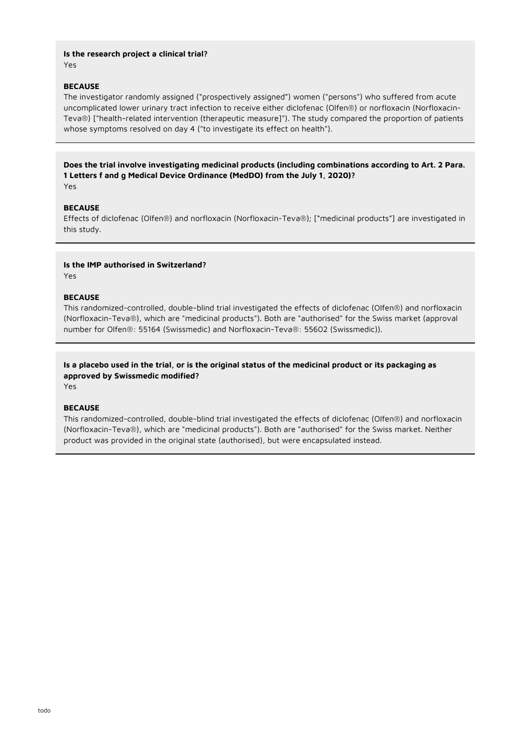**Is the research project a clinical trial?**
Yes

**BECAUSE**
The investigator randomly assigned ("prospectively assigned") women ("persons") who suffered from acute uncomplicated lower urinary tract infection to receive either diclofenac (Olfen®) or norfloxacin (Norfloxacin-Teva®) ["health-related intervention (therapeutic measure]"). The study compared the proportion of patients whose symptoms resolved on day 4 ("to investigate its effect on health").

---

**Does the trial involve investigating medicinal products (including combinations according to Art. 2 Para. 1 Letters f and g Medical Device Ordinance (MedDO) from the July 1, 2020)?**
Yes

**BECAUSE**
Effects of diclofenac (Olfen®) and norfloxacin (Norfloxacin-Teva®); ["medicinal products"] are investigated in this study.

---

**Is the IMP authorised in Switzerland?**
Yes

**BECAUSE**
This randomized-controlled, double-blind trial investigated the effects of diclofenac (Olfen®) and norfloxacin (Norfloxacin-Teva®), which are "medicinal products"). Both are "authorised" for the Swiss market (approval number for Olfen®: 55164 (Swissmedic) and Norfloxacin-Teva®: 55602 (Swissmedic)).

---

**Is a placebo used in the trial, or is the original status of the medicinal product or its packaging as approved by Swissmedic modified?**
Yes

**BECAUSE**
This randomized-controlled, double-blind trial investigated the effects of diclofenac (Olfen®) and norfloxacin (Norfloxacin-Teva®), which are "medicinal products"). Both are "authorised" for the Swiss market. Neither product was provided in the original state (authorised), but were encapsulated instead.

---

todo